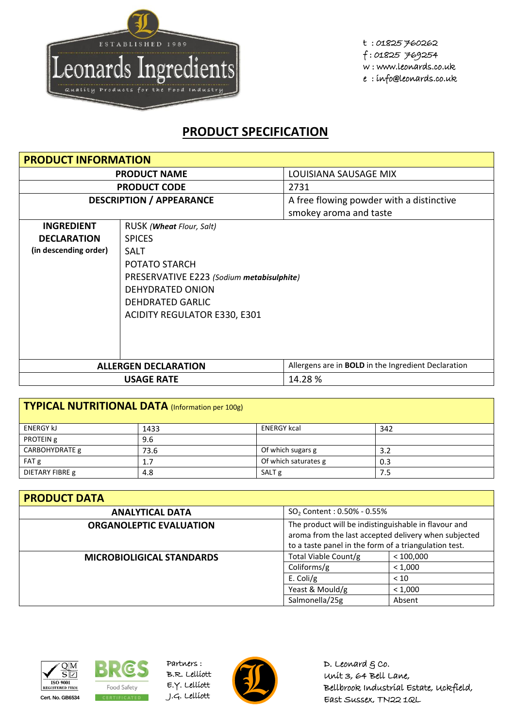Leonards Ingredients
ESTABLISHED 1989
Quality Products for the Food Industry

t : 01825 760262
f : 01825 769254
w : www.leonards.co.uk
e : info@leonards.co.uk

# PRODUCT SPECIFICATION

| PRODUCT INFORMATION | | |
|---|---|---|
| **PRODUCT NAME** | | LOUISIANA SAUSAGE MIX |
| **PRODUCT CODE** | | 2731 |
| **DESCRIPTION / APPEARANCE** | | A free flowing powder with a distinctive smokey aroma and taste |
| **INGREDIENT DECLARATION (in descending order)** | RUSK *(**Wheat** Flour, Salt)*<br>SPICES<br>SALT<br>POTATO STARCH<br>PRESERVATIVE E223 *(Sodium **metabisulphite**)*<br>DEHYDRATED ONION<br>DEHDRATED GARLIC<br>ACIDITY REGULATOR E330, E301 | |
| **ALLERGEN DECLARATION** | | Allergens are in **BOLD** in the Ingredient Declaration |
| **USAGE RATE** | | 14.28 % |

## TYPICAL NUTRITIONAL DATA (Information per 100g)

| | | | |
|---|---|---|---|
| ENERGY kJ | 1433 | ENERGY kcal | 342 |
| PROTEIN g | 9.6 | | |
| CARBOHYDRATE g | 73.6 | Of which sugars g | 3.2 |
| FAT g | 1.7 | Of which saturates g | 0.3 |
| DIETARY FIBRE g | 4.8 | SALT g | 7.5 |

## PRODUCT DATA

| | | |
|---|---|---|
| **ANALYTICAL DATA** | $SO_2$ Content : 0.50% - 0.55% | |
| **ORGANOLEPTIC EVALUATION** | The product will be indistinguishable in flavour and aroma from the last accepted delivery when subjected to a taste panel in the form of a triangulation test. | |
| **MICROBIOLIGICAL STANDARDS** | Total Viable Count/g | < 100,000 |
| | Coliforms/g | < 1,000 |
| | E. Coli/g | < 10 |
| | Yeast & Mould/g | < 1,000 |
| | Salmonella/25g | Absent |

ISO 9001 REGISTERED FIRM Cert. No. GB6534

BRCGS Food Safety CERTIFICATED

Partners :
B.R. Lelliott
E.Y. Lelliott
J.G. Lelliott

D. Leonard & Co.
Unit 3, 64 Bell Lane,
Bellbrook Industrial Estate, Uckfield,
East Sussex, TN22 1QL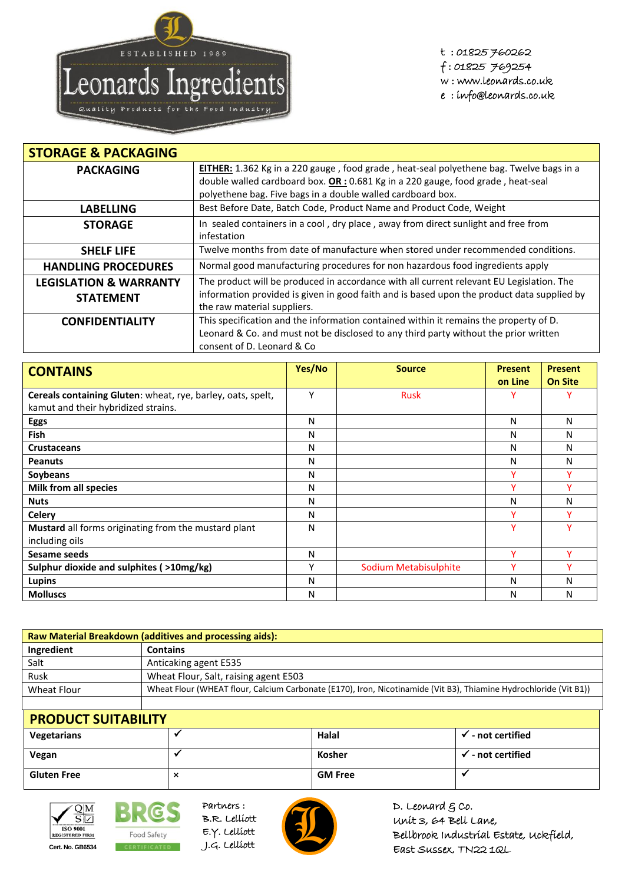**ESTABLISHED 1989**
**Leonards Ingredients**
Quality Products for the Food Industry

t : 01825 760262
f : 01825 769254
w : www.leonards.co.uk
e : info@leonards.co.uk

| STORAGE & PACKAGING | |
|---|---|
| **PACKAGING** | **EITHER:** 1.362 Kg in a 220 gauge , food grade , heat-seal polyethene bag. Twelve bags in a double walled cardboard box. **OR :** 0.681 Kg in a 220 gauge, food grade , heat-seal polyethene bag. Five bags in a double walled cardboard box. |
| **LABELLING** | Best Before Date, Batch Code, Product Name and Product Code, Weight |
| **STORAGE** | In sealed containers in a cool , dry place , away from direct sunlight and free from infestation |
| **SHELF LIFE** | Twelve months from date of manufacture when stored under recommended conditions. |
| **HANDLING PROCEDURES** | Normal good manufacturing procedures for non hazardous food ingredients apply |
| **LEGISLATION & WARRANTY STATEMENT** | The product will be produced in accordance with all current relevant EU Legislation. The information provided is given in good faith and is based upon the product data supplied by the raw material suppliers. |
| **CONFIDENTIALITY** | This specification and the information contained within it remains the property of D. Leonard & Co. and must not be disclosed to any third party without the prior written consent of D. Leonard & Co |

| CONTAINS | Yes/No | Source | Present on Line | Present On Site |
|---|---|---|---|---|
| **Cereals containing Gluten**: wheat, rye, barley, oats, spelt, kamut and their hybridized strains. | Y | Rusk | Y | Y |
| **Eggs** | N | | N | N |
| **Fish** | N | | N | N |
| **Crustaceans** | N | | N | N |
| **Peanuts** | N | | N | N |
| **Soybeans** | N | | Y | Y |
| **Milk from all species** | N | | Y | Y |
| **Nuts** | N | | N | N |
| **Celery** | N | | Y | Y |
| **Mustard** all forms originating from the mustard plant including oils | N | | Y | Y |
| **Sesame seeds** | N | | Y | Y |
| **Sulphur dioxide and sulphites ( >10mg/kg)** | Y | Sodium Metabisulphite | Y | Y |
| **Lupins** | N | | N | N |
| **Molluscs** | N | | N | N |

| Raw Material Breakdown (additives and processing aids): | |
|---|---|
| **Ingredient** | **Contains** |
| Salt | Anticaking agent E535 |
| Rusk | Wheat Flour, Salt, raising agent E503 |
| Wheat Flour | Wheat Flour (WHEAT flour, Calcium Carbonate (E170), Iron, Nicotinamide (Vit B3), Thiamine Hydrochloride (Vit B1)) |
| | |

| PRODUCT SUITABILITY | | | |
|---|---|---|---|
| **Vegetarians** | ✓ | **Halal** | ✓ - not certified |
| **Vegan** | ✓ | **Kosher** | ✓ - not certified |
| **Gluten Free** | × | **GM Free** | ✓ |

ISO 9001 REGISTERED FIRM Cert. No. GB6534

BRCGS Food Safety CERTIFICATED

Partners :
B.R. Lelliott
E.Y. Lelliott
J.G. Lelliott

D. Leonard & Co.
Unit 3, 64 Bell Lane,
Bellbrook Industrial Estate, Uckfield,
East Sussex, TN22 1QL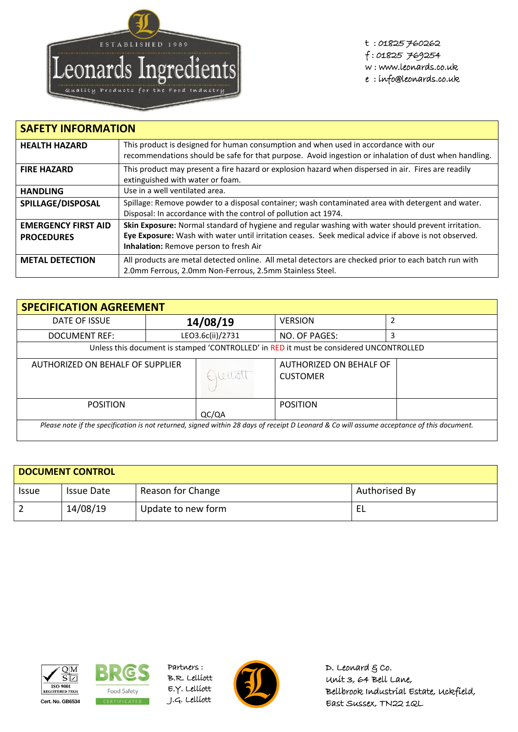ESTABLISHED 1989

Leonards Ingredients

Quality Products for the Food Industry

t : 01825 760262
f : 01825 769254
w : www.leonards.co.uk
e : info@leonards.co.uk

| SAFETY INFORMATION | |
|---|---|
| **HEALTH HAZARD** | This product is designed for human consumption and when used in accordance with our recommendations should be safe for that purpose. Avoid ingestion or inhalation of dust when handling. |
| **FIRE HAZARD** | This product may present a fire hazard or explosion hazard when dispersed in air. Fires are readily extinguished with water or foam. |
| **HANDLING** | Use in a well ventilated area. |
| **SPILLAGE/DISPOSAL** | Spillage: Remove powder to a disposal container; wash contaminated area with detergent and water. Disposal: In accordance with the control of pollution act 1974. |
| **EMERGENCY FIRST AID PROCEDURES** | **Skin Exposure:** Normal standard of hygiene and regular washing with water should prevent irritation. **Eye Exposure:** Wash with water until irritation ceases. Seek medical advice if above is not observed. **Inhalation:** Remove person to fresh Air |
| **METAL DETECTION** | All products are metal detected online. All metal detectors are checked prior to each batch run with 2.0mm Ferrous, 2.0mm Non-Ferrous, 2.5mm Stainless Steel. |

| SPECIFICATION AGREEMENT | | | |
|---|---|---|---|
| DATE OF ISSUE | **14/08/19** | VERSION | 2 |
| DOCUMENT REF: | LEO3.6c(ii)/2731 | NO. OF PAGES: | 3 |
| Unless this document is stamped 'CONTROLLED' in RED it must be considered UNCONTROLLED | | | |
| AUTHORIZED ON BEHALF OF SUPPLIER | E Lelliott | AUTHORIZED ON BEHALF OF CUSTOMER | |
| POSITION | QC/QA | POSITION | |

*Please note if the specification is not returned, signed within 28 days of receipt D Leonard & Co will assume acceptance of this document.*

| DOCUMENT CONTROL | | | |
|---|---|---|---|
| Issue | Issue Date | Reason for Change | Authorised By |
| 2 | 14/08/19 | Update to new form | EL |

QMS ISO 9001 REGISTERED FIRM Cert. No. GB6534

BRCGS Food Safety CERTIFICATED

Partners :
B.R. Lelliott
E.Y. Lelliott
J.G. Lelliott

D. Leonard & Co.
Unit 3, 64 Bell Lane,
Bellbrook Industrial Estate, Uckfield,
East Sussex, TN22 1QL